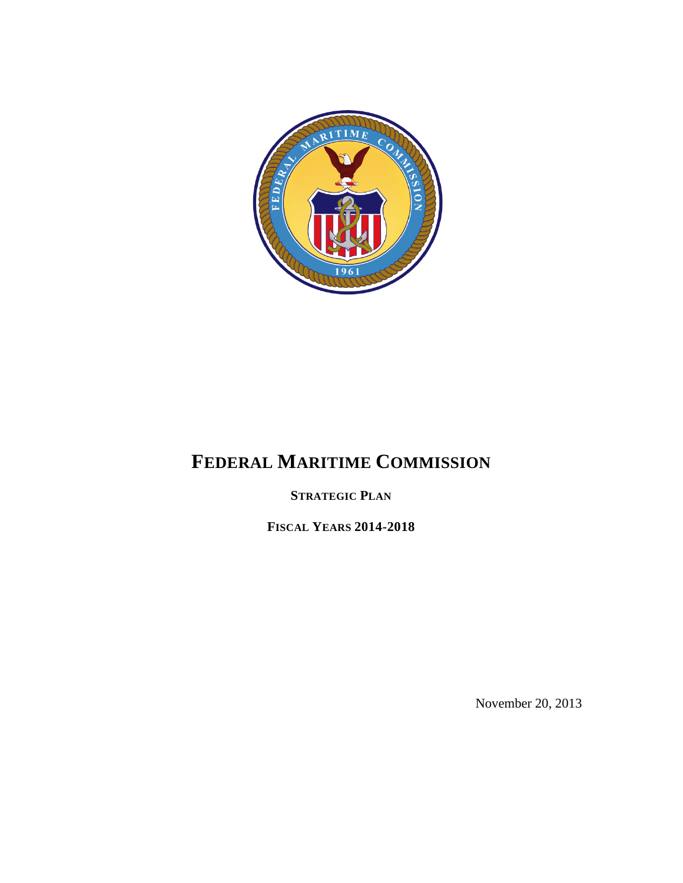# FEDERAL MARITIME COMMISSION

**STRATEGIC PLAN**

**FISCAL YEARS 2014-2018**

November 20, 2013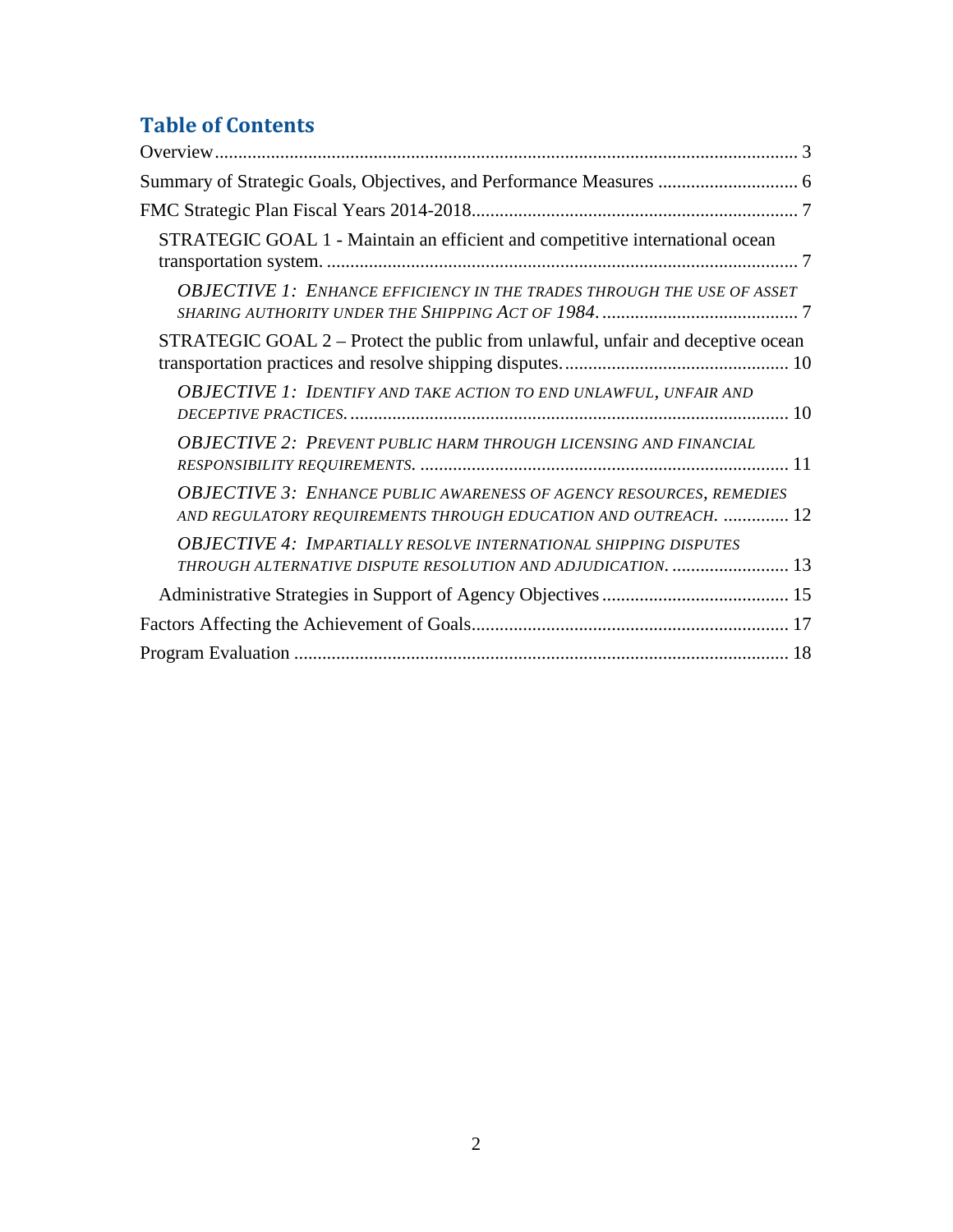## Table of Contents

Overview ..... 3

Summary of Strategic Goals, Objectives, and Performance Measures ..... 6

FMC Strategic Plan Fiscal Years 2014-2018 ..... 7

- STRATEGIC GOAL 1 - Maintain an efficient and competitive international ocean transportation system. ..... 7
  - *OBJECTIVE 1: ENHANCE EFFICIENCY IN THE TRADES THROUGH THE USE OF ASSET SHARING AUTHORITY UNDER THE SHIPPING ACT OF 1984.* ..... 7
- STRATEGIC GOAL 2 – Protect the public from unlawful, unfair and deceptive ocean transportation practices and resolve shipping disputes. ..... 10
  - *OBJECTIVE 1: IDENTIFY AND TAKE ACTION TO END UNLAWFUL, UNFAIR AND DECEPTIVE PRACTICES.* ..... 10
  - *OBJECTIVE 2: PREVENT PUBLIC HARM THROUGH LICENSING AND FINANCIAL RESPONSIBILITY REQUIREMENTS.* ..... 11
  - *OBJECTIVE 3: ENHANCE PUBLIC AWARENESS OF AGENCY RESOURCES, REMEDIES AND REGULATORY REQUIREMENTS THROUGH EDUCATION AND OUTREACH.* ..... 12
  - *OBJECTIVE 4: IMPARTIALLY RESOLVE INTERNATIONAL SHIPPING DISPUTES THROUGH ALTERNATIVE DISPUTE RESOLUTION AND ADJUDICATION.* ..... 13
- Administrative Strategies in Support of Agency Objectives ..... 15

Factors Affecting the Achievement of Goals ..... 17

Program Evaluation ..... 18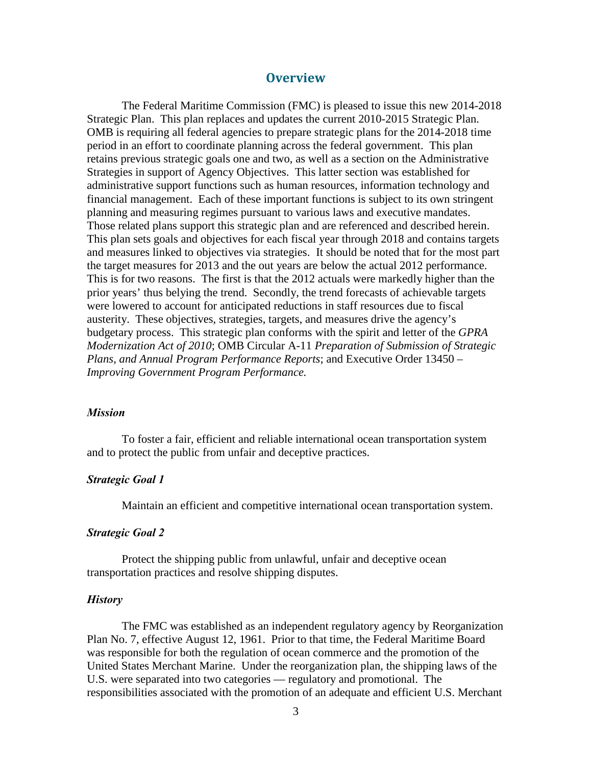# Overview

The Federal Maritime Commission (FMC) is pleased to issue this new 2014-2018 Strategic Plan. This plan replaces and updates the current 2010-2015 Strategic Plan. OMB is requiring all federal agencies to prepare strategic plans for the 2014-2018 time period in an effort to coordinate planning across the federal government. This plan retains previous strategic goals one and two, as well as a section on the Administrative Strategies in support of Agency Objectives. This latter section was established for administrative support functions such as human resources, information technology and financial management. Each of these important functions is subject to its own stringent planning and measuring regimes pursuant to various laws and executive mandates. Those related plans support this strategic plan and are referenced and described herein. This plan sets goals and objectives for each fiscal year through 2018 and contains targets and measures linked to objectives via strategies. It should be noted that for the most part the target measures for 2013 and the out years are below the actual 2012 performance. This is for two reasons. The first is that the 2012 actuals were markedly higher than the prior years' thus belying the trend. Secondly, the trend forecasts of achievable targets were lowered to account for anticipated reductions in staff resources due to fiscal austerity. These objectives, strategies, targets, and measures drive the agency's budgetary process. This strategic plan conforms with the spirit and letter of the *GPRA Modernization Act of 2010*; OMB Circular A-11 *Preparation of Submission of Strategic Plans, and Annual Program Performance Reports*; and Executive Order 13450 – *Improving Government Program Performance.*

### *Mission*

To foster a fair, efficient and reliable international ocean transportation system and to protect the public from unfair and deceptive practices.

### *Strategic Goal 1*

Maintain an efficient and competitive international ocean transportation system.

### *Strategic Goal 2*

Protect the shipping public from unlawful, unfair and deceptive ocean transportation practices and resolve shipping disputes.

### *History*

The FMC was established as an independent regulatory agency by Reorganization Plan No. 7, effective August 12, 1961. Prior to that time, the Federal Maritime Board was responsible for both the regulation of ocean commerce and the promotion of the United States Merchant Marine. Under the reorganization plan, the shipping laws of the U.S. were separated into two categories — regulatory and promotional. The responsibilities associated with the promotion of an adequate and efficient U.S. Merchant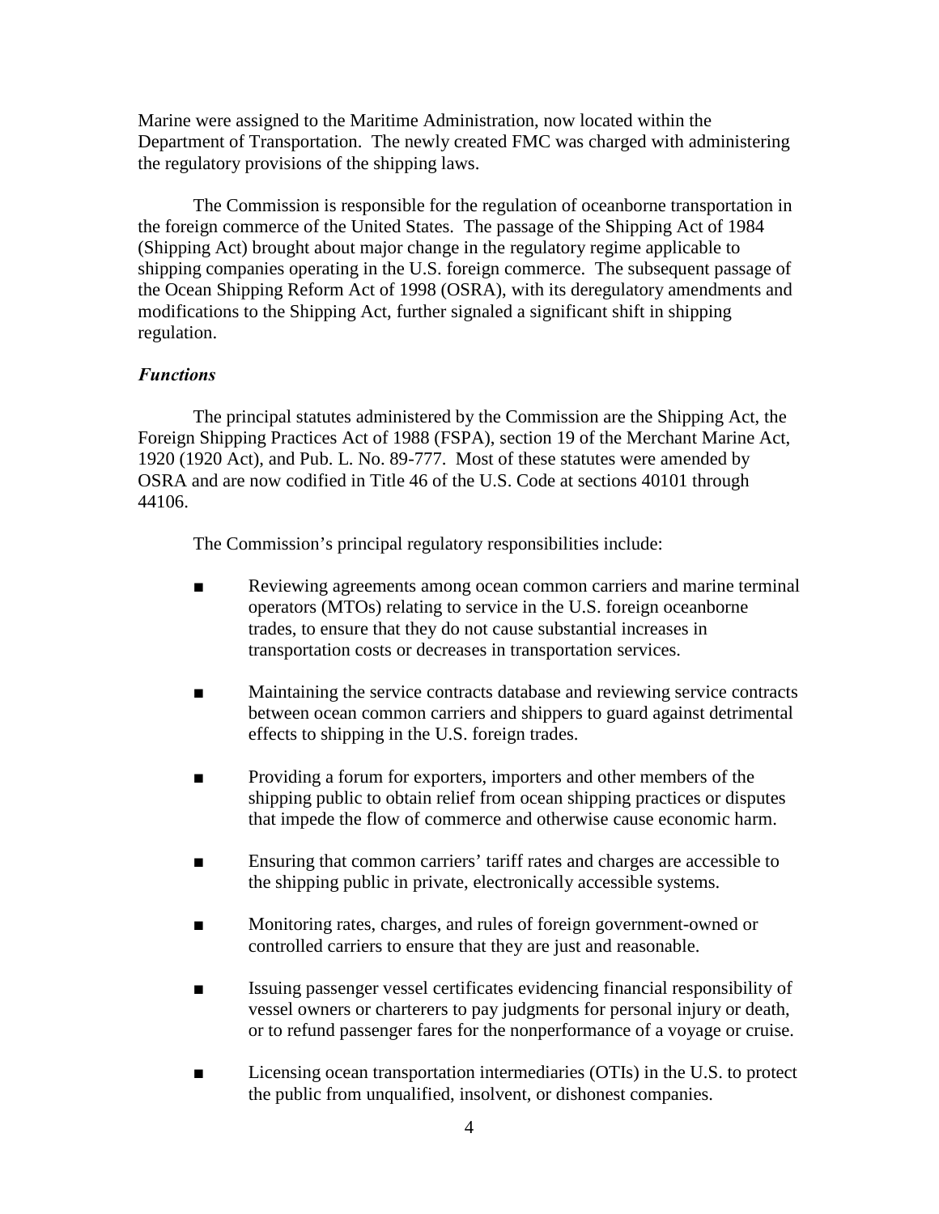Marine were assigned to the Maritime Administration, now located within the Department of Transportation. The newly created FMC was charged with administering the regulatory provisions of the shipping laws.

The Commission is responsible for the regulation of oceanborne transportation in the foreign commerce of the United States. The passage of the Shipping Act of 1984 (Shipping Act) brought about major change in the regulatory regime applicable to shipping companies operating in the U.S. foreign commerce. The subsequent passage of the Ocean Shipping Reform Act of 1998 (OSRA), with its deregulatory amendments and modifications to the Shipping Act, further signaled a significant shift in shipping regulation.

### *Functions*

The principal statutes administered by the Commission are the Shipping Act, the Foreign Shipping Practices Act of 1988 (FSPA), section 19 of the Merchant Marine Act, 1920 (1920 Act), and Pub. L. No. 89-777. Most of these statutes were amended by OSRA and are now codified in Title 46 of the U.S. Code at sections 40101 through 44106.

The Commission's principal regulatory responsibilities include:

- Reviewing agreements among ocean common carriers and marine terminal operators (MTOs) relating to service in the U.S. foreign oceanborne trades, to ensure that they do not cause substantial increases in transportation costs or decreases in transportation services.

- Maintaining the service contracts database and reviewing service contracts between ocean common carriers and shippers to guard against detrimental effects to shipping in the U.S. foreign trades.

- Providing a forum for exporters, importers and other members of the shipping public to obtain relief from ocean shipping practices or disputes that impede the flow of commerce and otherwise cause economic harm.

- Ensuring that common carriers' tariff rates and charges are accessible to the shipping public in private, electronically accessible systems.

- Monitoring rates, charges, and rules of foreign government-owned or controlled carriers to ensure that they are just and reasonable.

- Issuing passenger vessel certificates evidencing financial responsibility of vessel owners or charterers to pay judgments for personal injury or death, or to refund passenger fares for the nonperformance of a voyage or cruise.

- Licensing ocean transportation intermediaries (OTIs) in the U.S. to protect the public from unqualified, insolvent, or dishonest companies.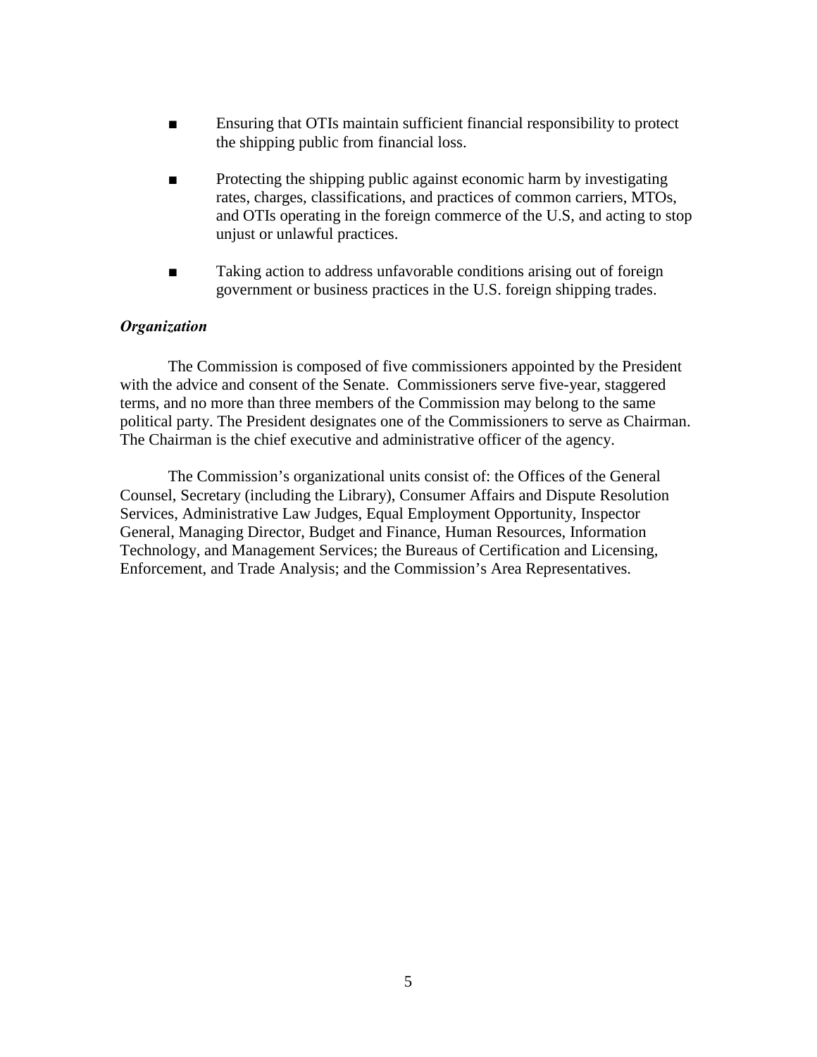- Ensuring that OTIs maintain sufficient financial responsibility to protect the shipping public from financial loss.

- Protecting the shipping public against economic harm by investigating rates, charges, classifications, and practices of common carriers, MTOs, and OTIs operating in the foreign commerce of the U.S, and acting to stop unjust or unlawful practices.

- Taking action to address unfavorable conditions arising out of foreign government or business practices in the U.S. foreign shipping trades.

***Organization***

The Commission is composed of five commissioners appointed by the President with the advice and consent of the Senate. Commissioners serve five-year, staggered terms, and no more than three members of the Commission may belong to the same political party. The President designates one of the Commissioners to serve as Chairman. The Chairman is the chief executive and administrative officer of the agency.

The Commission's organizational units consist of: the Offices of the General Counsel, Secretary (including the Library), Consumer Affairs and Dispute Resolution Services, Administrative Law Judges, Equal Employment Opportunity, Inspector General, Managing Director, Budget and Finance, Human Resources, Information Technology, and Management Services; the Bureaus of Certification and Licensing, Enforcement, and Trade Analysis; and the Commission's Area Representatives.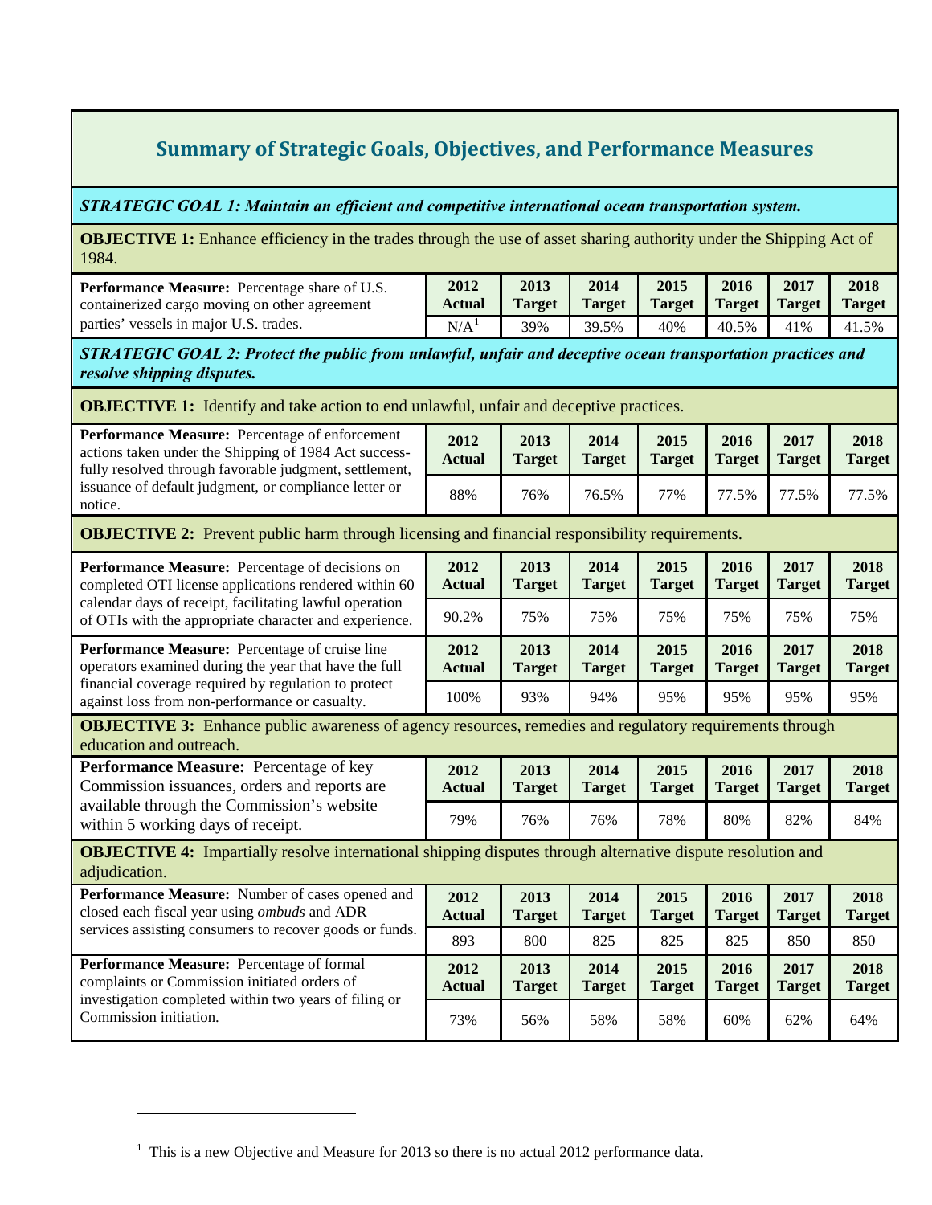## Summary of Strategic Goals, Objectives, and Performance Measures

***STRATEGIC GOAL 1: Maintain an efficient and competitive international ocean transportation system.***

**OBJECTIVE 1:** Enhance efficiency in the trades through the use of asset sharing authority under the Shipping Act of 1984.

| Performance Measure | 2012 Actual | 2013 Target | 2014 Target | 2015 Target | 2016 Target | 2017 Target | 2018 Target |
|---|---|---|---|---|---|---|---|
| **Performance Measure:** Percentage share of U.S. containerized cargo moving on other agreement parties' vessels in major U.S. trades. | N/A[1] | 39% | 39.5% | 40% | 40.5% | 41% | 41.5% |

***STRATEGIC GOAL 2: Protect the public from unlawful, unfair and deceptive ocean transportation practices and resolve shipping disputes.***

**OBJECTIVE 1:** Identify and take action to end unlawful, unfair and deceptive practices.

| Performance Measure | 2012 Actual | 2013 Target | 2014 Target | 2015 Target | 2016 Target | 2017 Target | 2018 Target |
|---|---|---|---|---|---|---|---|
| **Performance Measure:** Percentage of enforcement actions taken under the Shipping of 1984 Act successfully resolved through favorable judgment, settlement, issuance of default judgment, or compliance letter or notice. | 88% | 76% | 76.5% | 77% | 77.5% | 77.5% | 77.5% |

**OBJECTIVE 2:** Prevent public harm through licensing and financial responsibility requirements.

| Performance Measure | 2012 Actual | 2013 Target | 2014 Target | 2015 Target | 2016 Target | 2017 Target | 2018 Target |
|---|---|---|---|---|---|---|---|
| **Performance Measure:** Percentage of decisions on completed OTI license applications rendered within 60 calendar days of receipt, facilitating lawful operation of OTIs with the appropriate character and experience. | 90.2% | 75% | 75% | 75% | 75% | 75% | 75% |
| **Performance Measure:** Percentage of cruise line operators examined during the year that have the full financial coverage required by regulation to protect against loss from non-performance or casualty. | 100% | 93% | 94% | 95% | 95% | 95% | 95% |

**OBJECTIVE 3:** Enhance public awareness of agency resources, remedies and regulatory requirements through education and outreach.

| Performance Measure | 2012 Actual | 2013 Target | 2014 Target | 2015 Target | 2016 Target | 2017 Target | 2018 Target |
|---|---|---|---|---|---|---|---|
| **Performance Measure:** Percentage of key Commission issuances, orders and reports are available through the Commission's website within 5 working days of receipt. | 79% | 76% | 76% | 78% | 80% | 82% | 84% |

**OBJECTIVE 4:** Impartially resolve international shipping disputes through alternative dispute resolution and adjudication.

| Performance Measure | 2012 Actual | 2013 Target | 2014 Target | 2015 Target | 2016 Target | 2017 Target | 2018 Target |
|---|---|---|---|---|---|---|---|
| **Performance Measure:** Number of cases opened and closed each fiscal year using *ombuds* and ADR services assisting consumers to recover goods or funds. | 893 | 800 | 825 | 825 | 825 | 850 | 850 |
| **Performance Measure:** Percentage of formal complaints or Commission initiated orders of investigation completed within two years of filing or Commission initiation. | 73% | 56% | 58% | 58% | 60% | 62% | 64% |

[1] This is a new Objective and Measure for 2013 so there is no actual 2012 performance data.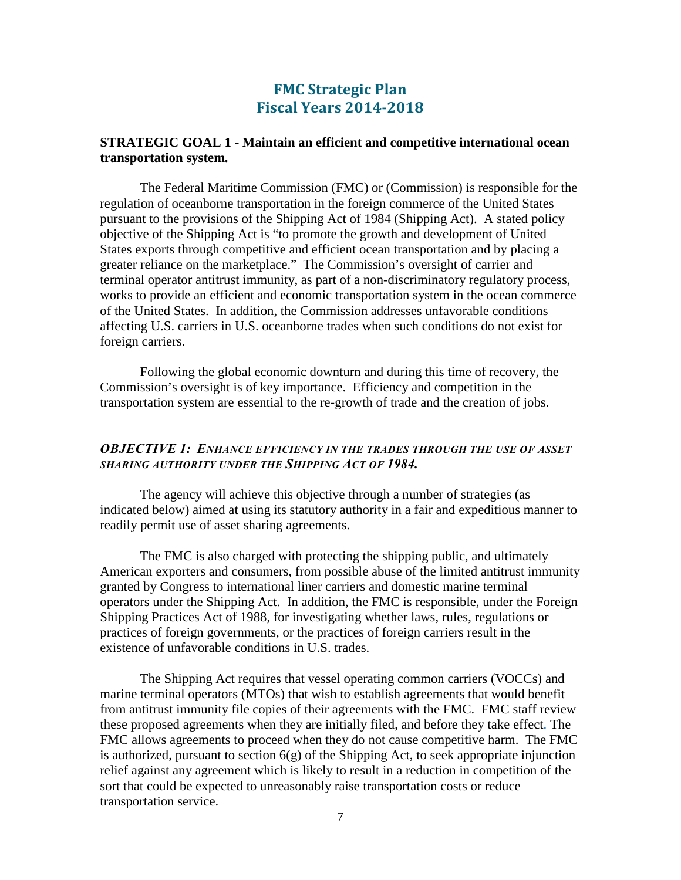# FMC Strategic Plan
# Fiscal Years 2014-2018

**STRATEGIC GOAL 1 - Maintain an efficient and competitive international ocean transportation system.**

The Federal Maritime Commission (FMC) or (Commission) is responsible for the regulation of oceanborne transportation in the foreign commerce of the United States pursuant to the provisions of the Shipping Act of 1984 (Shipping Act). A stated policy objective of the Shipping Act is "to promote the growth and development of United States exports through competitive and efficient ocean transportation and by placing a greater reliance on the marketplace." The Commission's oversight of carrier and terminal operator antitrust immunity, as part of a non-discriminatory regulatory process, works to provide an efficient and economic transportation system in the ocean commerce of the United States. In addition, the Commission addresses unfavorable conditions affecting U.S. carriers in U.S. oceanborne trades when such conditions do not exist for foreign carriers.

Following the global economic downturn and during this time of recovery, the Commission's oversight is of key importance. Efficiency and competition in the transportation system are essential to the re-growth of trade and the creation of jobs.

### *OBJECTIVE 1: ENHANCE EFFICIENCY IN THE TRADES THROUGH THE USE OF ASSET SHARING AUTHORITY UNDER THE SHIPPING ACT OF 1984.*

The agency will achieve this objective through a number of strategies (as indicated below) aimed at using its statutory authority in a fair and expeditious manner to readily permit use of asset sharing agreements.

The FMC is also charged with protecting the shipping public, and ultimately American exporters and consumers, from possible abuse of the limited antitrust immunity granted by Congress to international liner carriers and domestic marine terminal operators under the Shipping Act. In addition, the FMC is responsible, under the Foreign Shipping Practices Act of 1988, for investigating whether laws, rules, regulations or practices of foreign governments, or the practices of foreign carriers result in the existence of unfavorable conditions in U.S. trades.

The Shipping Act requires that vessel operating common carriers (VOCCs) and marine terminal operators (MTOs) that wish to establish agreements that would benefit from antitrust immunity file copies of their agreements with the FMC. FMC staff review these proposed agreements when they are initially filed, and before they take effect. The FMC allows agreements to proceed when they do not cause competitive harm. The FMC is authorized, pursuant to section 6(g) of the Shipping Act, to seek appropriate injunction relief against any agreement which is likely to result in a reduction in competition of the sort that could be expected to unreasonably raise transportation costs or reduce transportation service.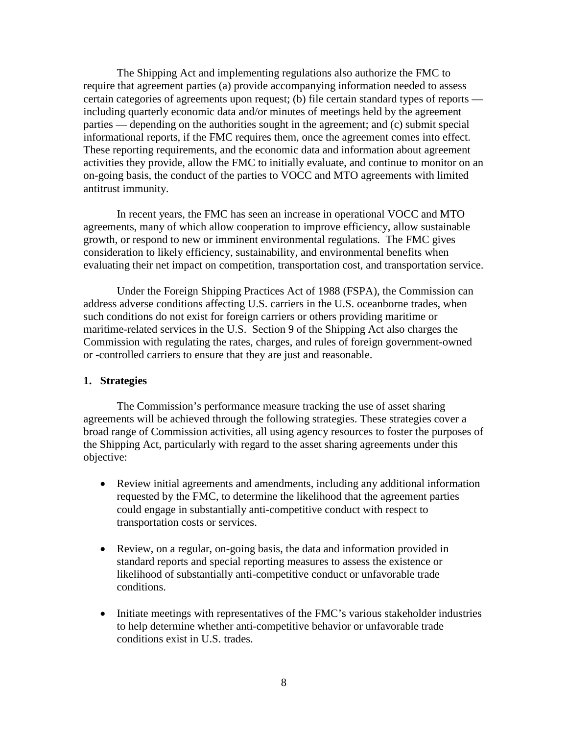The Shipping Act and implementing regulations also authorize the FMC to require that agreement parties (a) provide accompanying information needed to assess certain categories of agreements upon request; (b) file certain standard types of reports — including quarterly economic data and/or minutes of meetings held by the agreement parties — depending on the authorities sought in the agreement; and (c) submit special informational reports, if the FMC requires them, once the agreement comes into effect. These reporting requirements, and the economic data and information about agreement activities they provide, allow the FMC to initially evaluate, and continue to monitor on an on-going basis, the conduct of the parties to VOCC and MTO agreements with limited antitrust immunity.

In recent years, the FMC has seen an increase in operational VOCC and MTO agreements, many of which allow cooperation to improve efficiency, allow sustainable growth, or respond to new or imminent environmental regulations. The FMC gives consideration to likely efficiency, sustainability, and environmental benefits when evaluating their net impact on competition, transportation cost, and transportation service.

Under the Foreign Shipping Practices Act of 1988 (FSPA), the Commission can address adverse conditions affecting U.S. carriers in the U.S. oceanborne trades, when such conditions do not exist for foreign carriers or others providing maritime or maritime-related services in the U.S. Section 9 of the Shipping Act also charges the Commission with regulating the rates, charges, and rules of foreign government-owned or -controlled carriers to ensure that they are just and reasonable.

## 1. Strategies

The Commission's performance measure tracking the use of asset sharing agreements will be achieved through the following strategies. These strategies cover a broad range of Commission activities, all using agency resources to foster the purposes of the Shipping Act, particularly with regard to the asset sharing agreements under this objective:

- Review initial agreements and amendments, including any additional information requested by the FMC, to determine the likelihood that the agreement parties could engage in substantially anti-competitive conduct with respect to transportation costs or services.

- Review, on a regular, on-going basis, the data and information provided in standard reports and special reporting measures to assess the existence or likelihood of substantially anti-competitive conduct or unfavorable trade conditions.

- Initiate meetings with representatives of the FMC's various stakeholder industries to help determine whether anti-competitive behavior or unfavorable trade conditions exist in U.S. trades.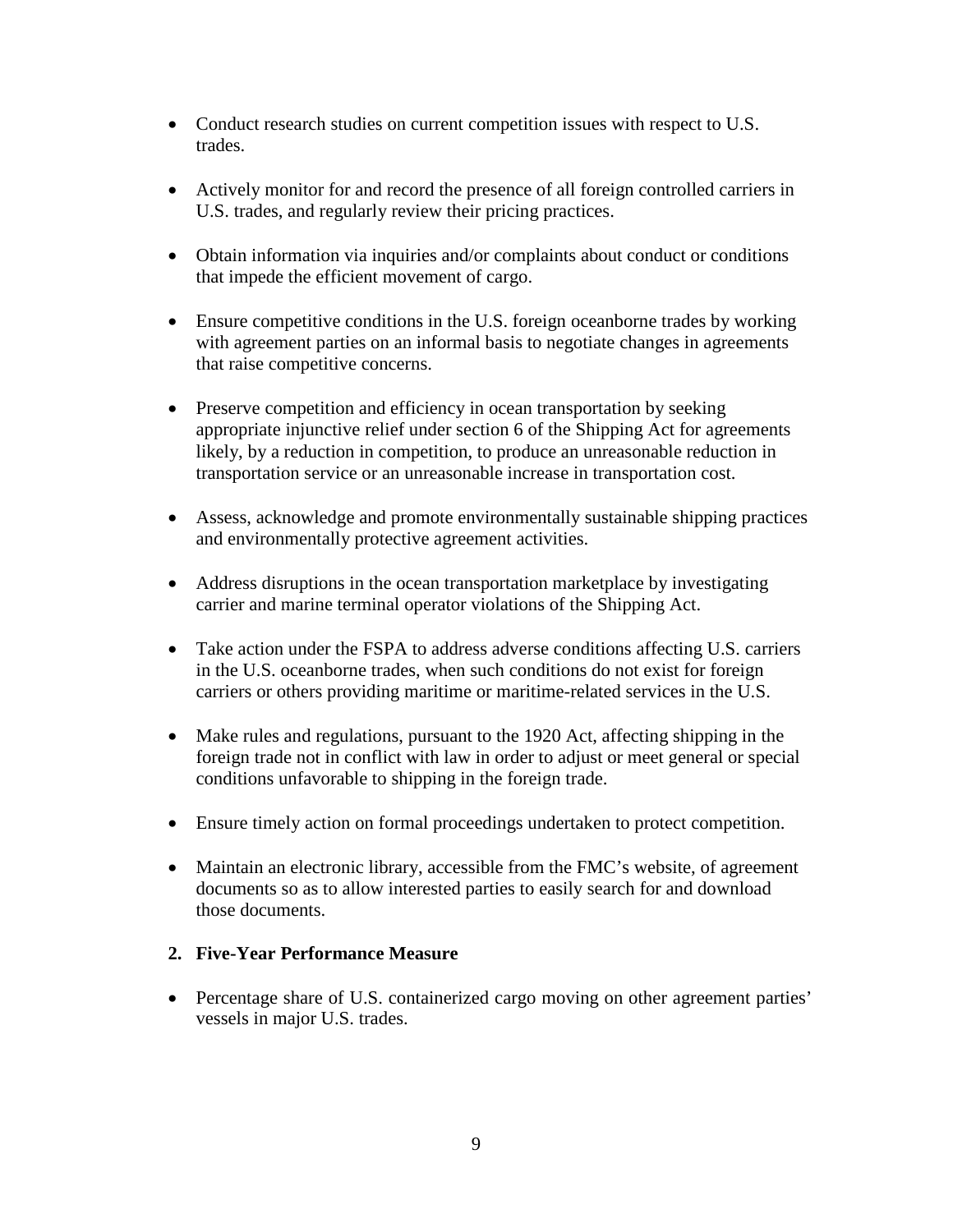- Conduct research studies on current competition issues with respect to U.S. trades.

- Actively monitor for and record the presence of all foreign controlled carriers in U.S. trades, and regularly review their pricing practices.

- Obtain information via inquiries and/or complaints about conduct or conditions that impede the efficient movement of cargo.

- Ensure competitive conditions in the U.S. foreign oceanborne trades by working with agreement parties on an informal basis to negotiate changes in agreements that raise competitive concerns.

- Preserve competition and efficiency in ocean transportation by seeking appropriate injunctive relief under section 6 of the Shipping Act for agreements likely, by a reduction in competition, to produce an unreasonable reduction in transportation service or an unreasonable increase in transportation cost.

- Assess, acknowledge and promote environmentally sustainable shipping practices and environmentally protective agreement activities.

- Address disruptions in the ocean transportation marketplace by investigating carrier and marine terminal operator violations of the Shipping Act.

- Take action under the FSPA to address adverse conditions affecting U.S. carriers in the U.S. oceanborne trades, when such conditions do not exist for foreign carriers or others providing maritime or maritime-related services in the U.S.

- Make rules and regulations, pursuant to the 1920 Act, affecting shipping in the foreign trade not in conflict with law in order to adjust or meet general or special conditions unfavorable to shipping in the foreign trade.

- Ensure timely action on formal proceedings undertaken to protect competition.

- Maintain an electronic library, accessible from the FMC's website, of agreement documents so as to allow interested parties to easily search for and download those documents.

### 2. Five-Year Performance Measure

- Percentage share of U.S. containerized cargo moving on other agreement parties' vessels in major U.S. trades.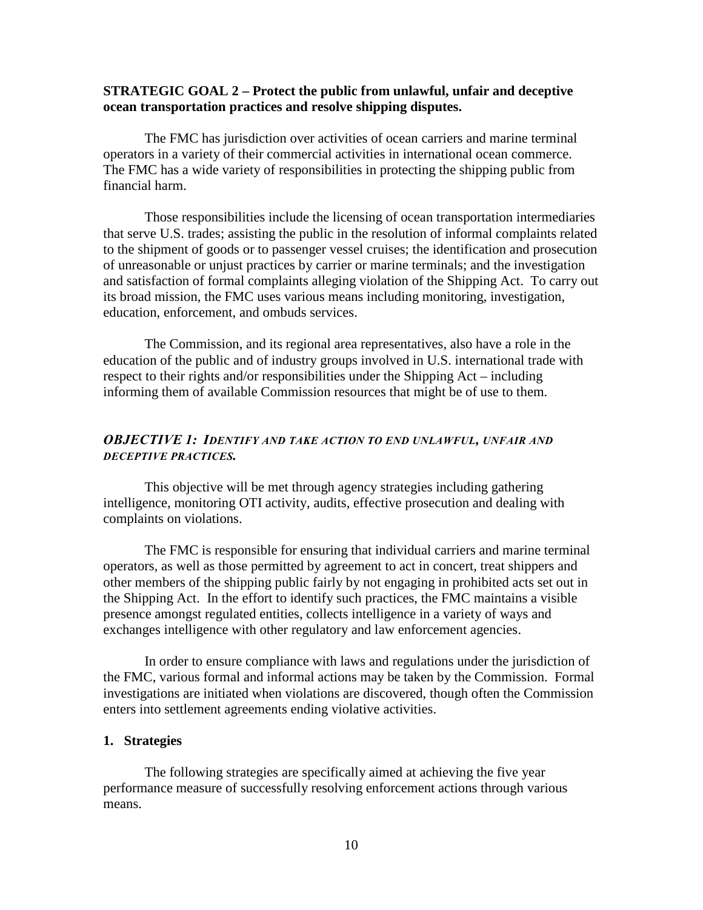## STRATEGIC GOAL 2 – Protect the public from unlawful, unfair and deceptive ocean transportation practices and resolve shipping disputes.

The FMC has jurisdiction over activities of ocean carriers and marine terminal operators in a variety of their commercial activities in international ocean commerce. The FMC has a wide variety of responsibilities in protecting the shipping public from financial harm.

Those responsibilities include the licensing of ocean transportation intermediaries that serve U.S. trades; assisting the public in the resolution of informal complaints related to the shipment of goods or to passenger vessel cruises; the identification and prosecution of unreasonable or unjust practices by carrier or marine terminals; and the investigation and satisfaction of formal complaints alleging violation of the Shipping Act. To carry out its broad mission, the FMC uses various means including monitoring, investigation, education, enforcement, and ombuds services.

The Commission, and its regional area representatives, also have a role in the education of the public and of industry groups involved in U.S. international trade with respect to their rights and/or responsibilities under the Shipping Act – including informing them of available Commission resources that might be of use to them.

### *OBJECTIVE 1: IDENTIFY AND TAKE ACTION TO END UNLAWFUL, UNFAIR AND DECEPTIVE PRACTICES.*

This objective will be met through agency strategies including gathering intelligence, monitoring OTI activity, audits, effective prosecution and dealing with complaints on violations.

The FMC is responsible for ensuring that individual carriers and marine terminal operators, as well as those permitted by agreement to act in concert, treat shippers and other members of the shipping public fairly by not engaging in prohibited acts set out in the Shipping Act. In the effort to identify such practices, the FMC maintains a visible presence amongst regulated entities, collects intelligence in a variety of ways and exchanges intelligence with other regulatory and law enforcement agencies.

In order to ensure compliance with laws and regulations under the jurisdiction of the FMC, various formal and informal actions may be taken by the Commission. Formal investigations are initiated when violations are discovered, though often the Commission enters into settlement agreements ending violative activities.

#### 1. Strategies

The following strategies are specifically aimed at achieving the five year performance measure of successfully resolving enforcement actions through various means.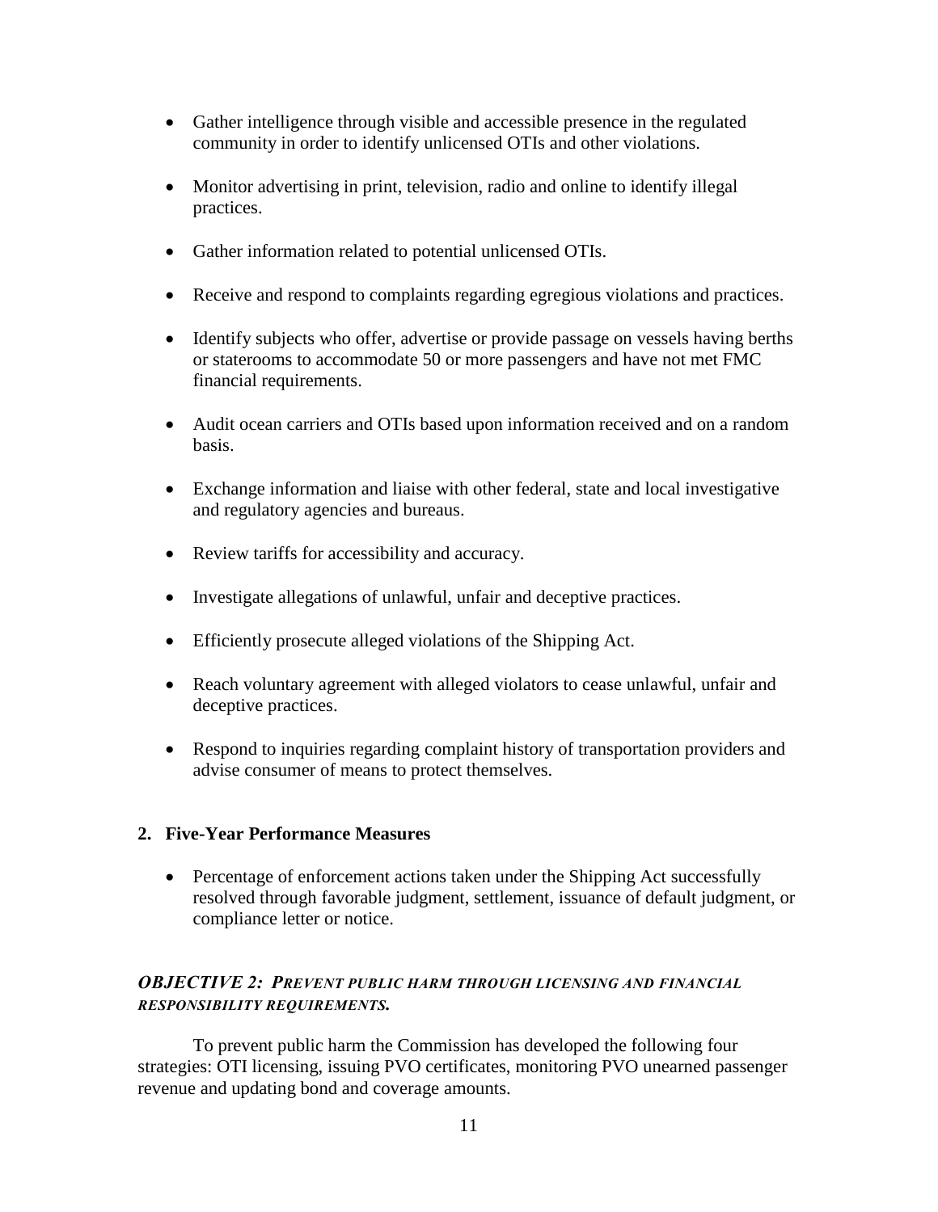- Gather intelligence through visible and accessible presence in the regulated community in order to identify unlicensed OTIs and other violations.
- Monitor advertising in print, television, radio and online to identify illegal practices.
- Gather information related to potential unlicensed OTIs.
- Receive and respond to complaints regarding egregious violations and practices.
- Identify subjects who offer, advertise or provide passage on vessels having berths or staterooms to accommodate 50 or more passengers and have not met FMC financial requirements.
- Audit ocean carriers and OTIs based upon information received and on a random basis.
- Exchange information and liaise with other federal, state and local investigative and regulatory agencies and bureaus.
- Review tariffs for accessibility and accuracy.
- Investigate allegations of unlawful, unfair and deceptive practices.
- Efficiently prosecute alleged violations of the Shipping Act.
- Reach voluntary agreement with alleged violators to cease unlawful, unfair and deceptive practices.
- Respond to inquiries regarding complaint history of transportation providers and advise consumer of means to protect themselves.

**2. Five-Year Performance Measures**

- Percentage of enforcement actions taken under the Shipping Act successfully resolved through favorable judgment, settlement, issuance of default judgment, or compliance letter or notice.

### *OBJECTIVE 2: PREVENT PUBLIC HARM THROUGH LICENSING AND FINANCIAL RESPONSIBILITY REQUIREMENTS.*

To prevent public harm the Commission has developed the following four strategies: OTI licensing, issuing PVO certificates, monitoring PVO unearned passenger revenue and updating bond and coverage amounts.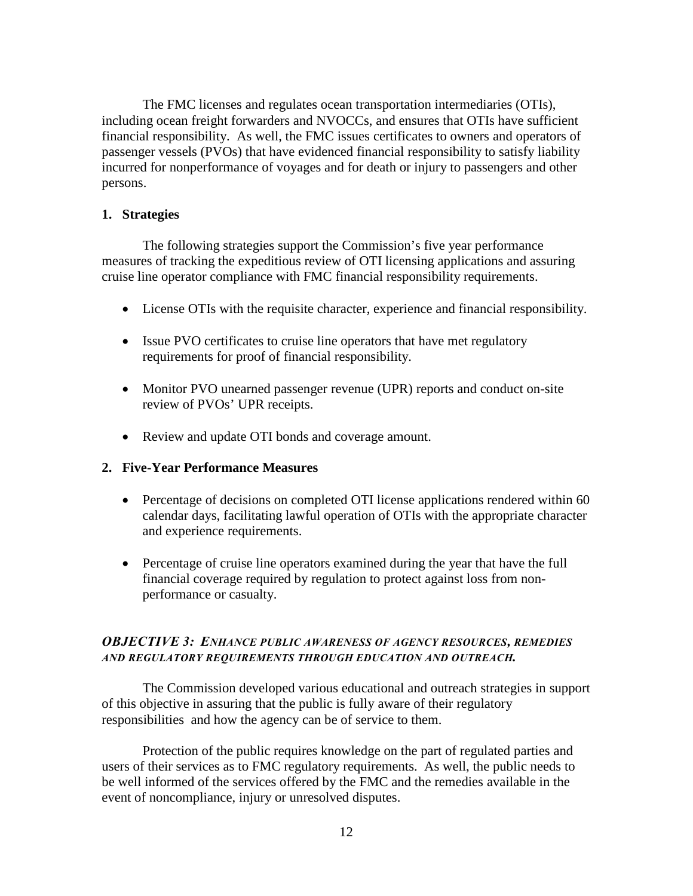The FMC licenses and regulates ocean transportation intermediaries (OTIs), including ocean freight forwarders and NVOCCs, and ensures that OTIs have sufficient financial responsibility. As well, the FMC issues certificates to owners and operators of passenger vessels (PVOs) that have evidenced financial responsibility to satisfy liability incurred for nonperformance of voyages and for death or injury to passengers and other persons.

### 1. Strategies

The following strategies support the Commission's five year performance measures of tracking the expeditious review of OTI licensing applications and assuring cruise line operator compliance with FMC financial responsibility requirements.

- License OTIs with the requisite character, experience and financial responsibility.
- Issue PVO certificates to cruise line operators that have met regulatory requirements for proof of financial responsibility.
- Monitor PVO unearned passenger revenue (UPR) reports and conduct on-site review of PVOs' UPR receipts.
- Review and update OTI bonds and coverage amount.

### 2. Five-Year Performance Measures

- Percentage of decisions on completed OTI license applications rendered within 60 calendar days, facilitating lawful operation of OTIs with the appropriate character and experience requirements.
- Percentage of cruise line operators examined during the year that have the full financial coverage required by regulation to protect against loss from non-performance or casualty.

## ***OBJECTIVE 3: ENHANCE PUBLIC AWARENESS OF AGENCY RESOURCES, REMEDIES AND REGULATORY REQUIREMENTS THROUGH EDUCATION AND OUTREACH.***

The Commission developed various educational and outreach strategies in support of this objective in assuring that the public is fully aware of their regulatory responsibilities and how the agency can be of service to them.

Protection of the public requires knowledge on the part of regulated parties and users of their services as to FMC regulatory requirements. As well, the public needs to be well informed of the services offered by the FMC and the remedies available in the event of noncompliance, injury or unresolved disputes.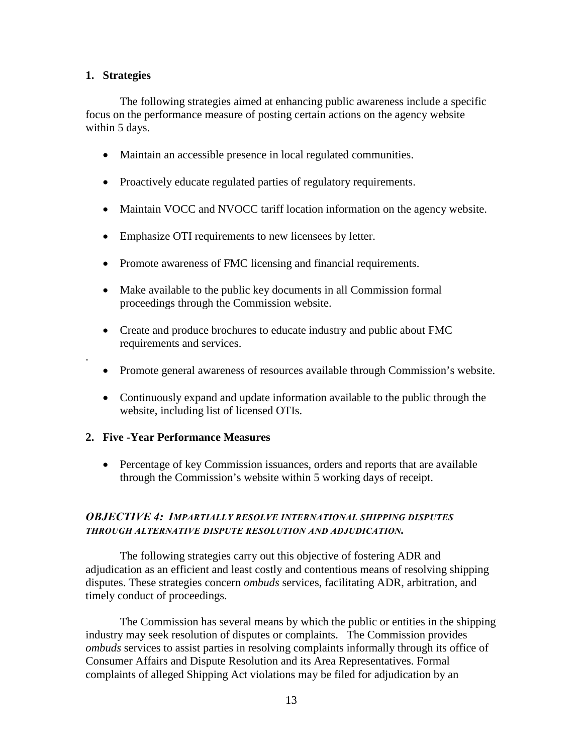### 1. Strategies

The following strategies aimed at enhancing public awareness include a specific focus on the performance measure of posting certain actions on the agency website within 5 days.

- Maintain an accessible presence in local regulated communities.
- Proactively educate regulated parties of regulatory requirements.
- Maintain VOCC and NVOCC tariff location information on the agency website.
- Emphasize OTI requirements to new licensees by letter.
- Promote awareness of FMC licensing and financial requirements.
- Make available to the public key documents in all Commission formal proceedings through the Commission website.
- Create and produce brochures to educate industry and public about FMC requirements and services.
- Promote general awareness of resources available through Commission's website.
- Continuously expand and update information available to the public through the website, including list of licensed OTIs.

### 2. Five -Year Performance Measures

- Percentage of key Commission issuances, orders and reports that are available through the Commission's website within 5 working days of receipt.

## *OBJECTIVE 4: IMPARTIALLY RESOLVE INTERNATIONAL SHIPPING DISPUTES THROUGH ALTERNATIVE DISPUTE RESOLUTION AND ADJUDICATION.*

The following strategies carry out this objective of fostering ADR and adjudication as an efficient and least costly and contentious means of resolving shipping disputes. These strategies concern *ombuds* services, facilitating ADR, arbitration, and timely conduct of proceedings.

The Commission has several means by which the public or entities in the shipping industry may seek resolution of disputes or complaints. The Commission provides *ombuds* services to assist parties in resolving complaints informally through its office of Consumer Affairs and Dispute Resolution and its Area Representatives. Formal complaints of alleged Shipping Act violations may be filed for adjudication by an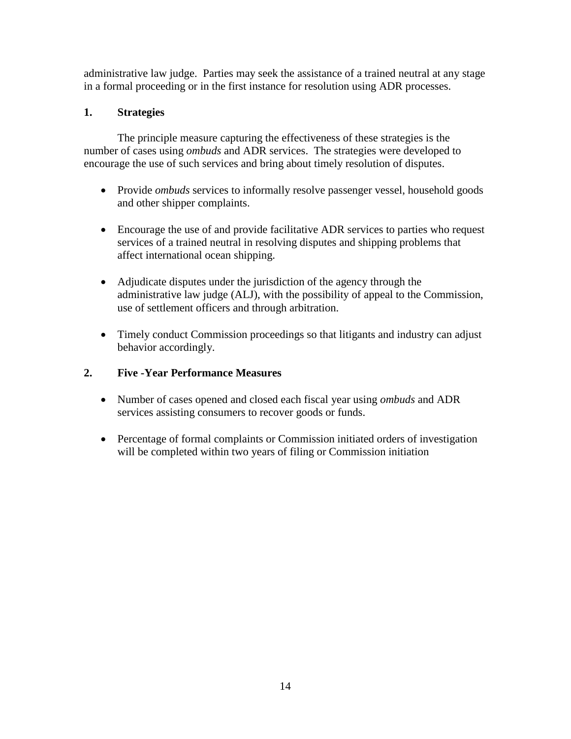administrative law judge. Parties may seek the assistance of a trained neutral at any stage in a formal proceeding or in the first instance for resolution using ADR processes.

### 1. Strategies

The principle measure capturing the effectiveness of these strategies is the number of cases using *ombuds* and ADR services. The strategies were developed to encourage the use of such services and bring about timely resolution of disputes.

- Provide *ombuds* services to informally resolve passenger vessel, household goods and other shipper complaints.

- Encourage the use of and provide facilitative ADR services to parties who request services of a trained neutral in resolving disputes and shipping problems that affect international ocean shipping.

- Adjudicate disputes under the jurisdiction of the agency through the administrative law judge (ALJ), with the possibility of appeal to the Commission, use of settlement officers and through arbitration.

- Timely conduct Commission proceedings so that litigants and industry can adjust behavior accordingly.

### 2. Five -Year Performance Measures

- Number of cases opened and closed each fiscal year using *ombuds* and ADR services assisting consumers to recover goods or funds.

- Percentage of formal complaints or Commission initiated orders of investigation will be completed within two years of filing or Commission initiation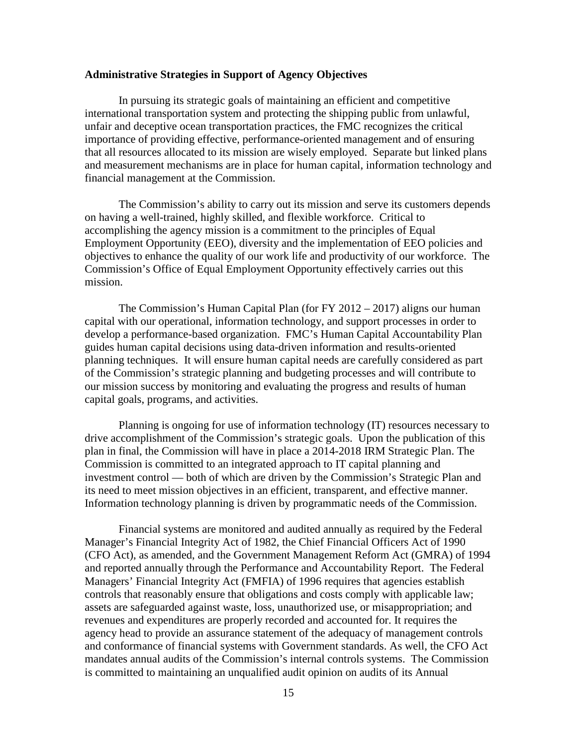**Administrative Strategies in Support of Agency Objectives**

In pursuing its strategic goals of maintaining an efficient and competitive international transportation system and protecting the shipping public from unlawful, unfair and deceptive ocean transportation practices, the FMC recognizes the critical importance of providing effective, performance-oriented management and of ensuring that all resources allocated to its mission are wisely employed. Separate but linked plans and measurement mechanisms are in place for human capital, information technology and financial management at the Commission.

The Commission's ability to carry out its mission and serve its customers depends on having a well-trained, highly skilled, and flexible workforce. Critical to accomplishing the agency mission is a commitment to the principles of Equal Employment Opportunity (EEO), diversity and the implementation of EEO policies and objectives to enhance the quality of our work life and productivity of our workforce. The Commission's Office of Equal Employment Opportunity effectively carries out this mission.

The Commission's Human Capital Plan (for FY 2012 – 2017) aligns our human capital with our operational, information technology, and support processes in order to develop a performance-based organization. FMC's Human Capital Accountability Plan guides human capital decisions using data-driven information and results-oriented planning techniques. It will ensure human capital needs are carefully considered as part of the Commission's strategic planning and budgeting processes and will contribute to our mission success by monitoring and evaluating the progress and results of human capital goals, programs, and activities.

Planning is ongoing for use of information technology (IT) resources necessary to drive accomplishment of the Commission's strategic goals. Upon the publication of this plan in final, the Commission will have in place a 2014-2018 IRM Strategic Plan. The Commission is committed to an integrated approach to IT capital planning and investment control — both of which are driven by the Commission's Strategic Plan and its need to meet mission objectives in an efficient, transparent, and effective manner. Information technology planning is driven by programmatic needs of the Commission.

Financial systems are monitored and audited annually as required by the Federal Manager's Financial Integrity Act of 1982, the Chief Financial Officers Act of 1990 (CFO Act), as amended, and the Government Management Reform Act (GMRA) of 1994 and reported annually through the Performance and Accountability Report. The Federal Managers' Financial Integrity Act (FMFIA) of 1996 requires that agencies establish controls that reasonably ensure that obligations and costs comply with applicable law; assets are safeguarded against waste, loss, unauthorized use, or misappropriation; and revenues and expenditures are properly recorded and accounted for. It requires the agency head to provide an assurance statement of the adequacy of management controls and conformance of financial systems with Government standards. As well, the CFO Act mandates annual audits of the Commission's internal controls systems. The Commission is committed to maintaining an unqualified audit opinion on audits of its Annual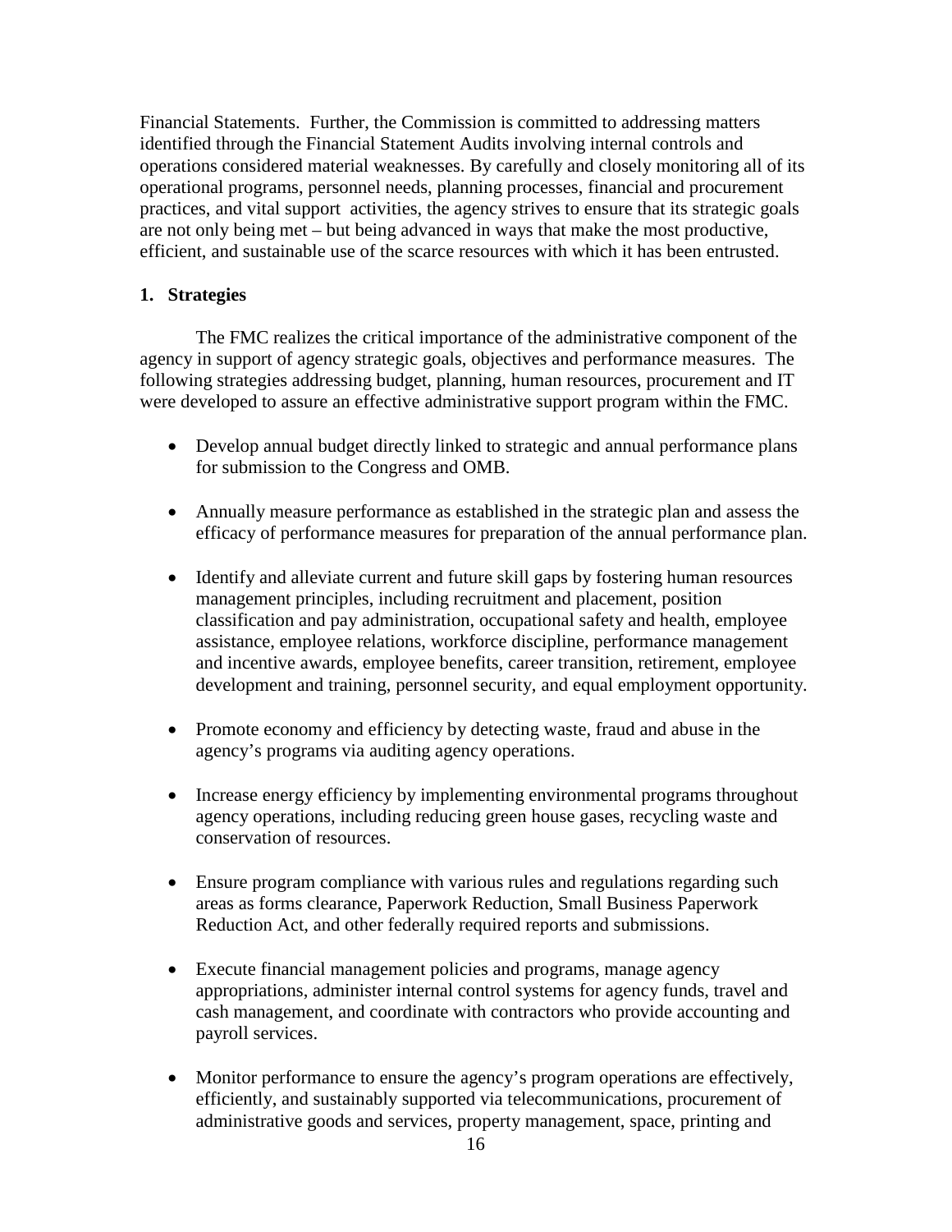Financial Statements. Further, the Commission is committed to addressing matters identified through the Financial Statement Audits involving internal controls and operations considered material weaknesses. By carefully and closely monitoring all of its operational programs, personnel needs, planning processes, financial and procurement practices, and vital support activities, the agency strives to ensure that its strategic goals are not only being met – but being advanced in ways that make the most productive, efficient, and sustainable use of the scarce resources with which it has been entrusted.

**1. Strategies**

The FMC realizes the critical importance of the administrative component of the agency in support of agency strategic goals, objectives and performance measures. The following strategies addressing budget, planning, human resources, procurement and IT were developed to assure an effective administrative support program within the FMC.

- Develop annual budget directly linked to strategic and annual performance plans for submission to the Congress and OMB.
- Annually measure performance as established in the strategic plan and assess the efficacy of performance measures for preparation of the annual performance plan.
- Identify and alleviate current and future skill gaps by fostering human resources management principles, including recruitment and placement, position classification and pay administration, occupational safety and health, employee assistance, employee relations, workforce discipline, performance management and incentive awards, employee benefits, career transition, retirement, employee development and training, personnel security, and equal employment opportunity.
- Promote economy and efficiency by detecting waste, fraud and abuse in the agency's programs via auditing agency operations.
- Increase energy efficiency by implementing environmental programs throughout agency operations, including reducing green house gases, recycling waste and conservation of resources.
- Ensure program compliance with various rules and regulations regarding such areas as forms clearance, Paperwork Reduction, Small Business Paperwork Reduction Act, and other federally required reports and submissions.
- Execute financial management policies and programs, manage agency appropriations, administer internal control systems for agency funds, travel and cash management, and coordinate with contractors who provide accounting and payroll services.
- Monitor performance to ensure the agency's program operations are effectively, efficiently, and sustainably supported via telecommunications, procurement of administrative goods and services, property management, space, printing and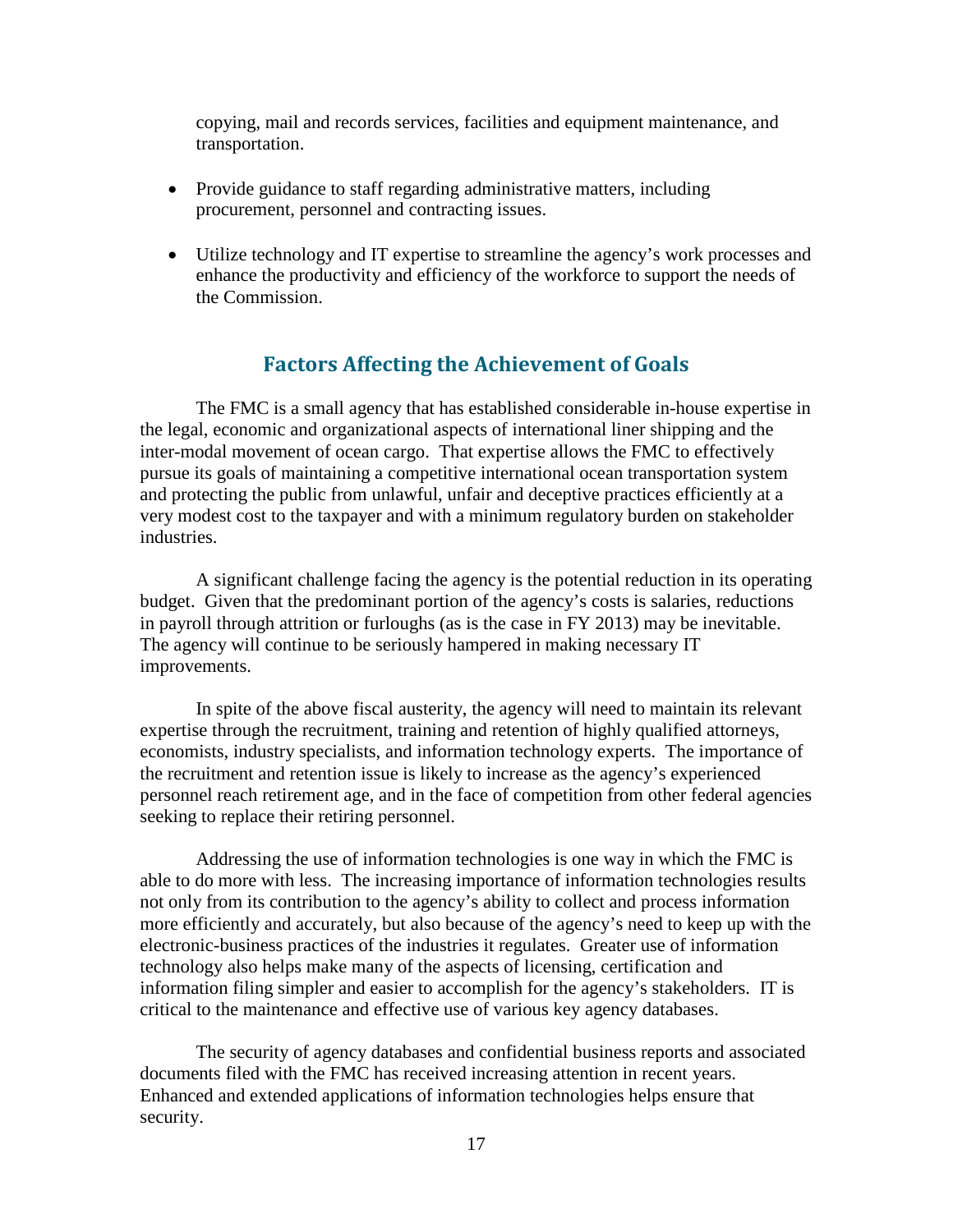copying, mail and records services, facilities and equipment maintenance, and transportation.

- Provide guidance to staff regarding administrative matters, including procurement, personnel and contracting issues.

- Utilize technology and IT expertise to streamline the agency's work processes and enhance the productivity and efficiency of the workforce to support the needs of the Commission.

## Factors Affecting the Achievement of Goals

The FMC is a small agency that has established considerable in-house expertise in the legal, economic and organizational aspects of international liner shipping and the inter-modal movement of ocean cargo. That expertise allows the FMC to effectively pursue its goals of maintaining a competitive international ocean transportation system and protecting the public from unlawful, unfair and deceptive practices efficiently at a very modest cost to the taxpayer and with a minimum regulatory burden on stakeholder industries.

A significant challenge facing the agency is the potential reduction in its operating budget. Given that the predominant portion of the agency's costs is salaries, reductions in payroll through attrition or furloughs (as is the case in FY 2013) may be inevitable. The agency will continue to be seriously hampered in making necessary IT improvements.

In spite of the above fiscal austerity, the agency will need to maintain its relevant expertise through the recruitment, training and retention of highly qualified attorneys, economists, industry specialists, and information technology experts. The importance of the recruitment and retention issue is likely to increase as the agency's experienced personnel reach retirement age, and in the face of competition from other federal agencies seeking to replace their retiring personnel.

Addressing the use of information technologies is one way in which the FMC is able to do more with less. The increasing importance of information technologies results not only from its contribution to the agency's ability to collect and process information more efficiently and accurately, but also because of the agency's need to keep up with the electronic-business practices of the industries it regulates. Greater use of information technology also helps make many of the aspects of licensing, certification and information filing simpler and easier to accomplish for the agency's stakeholders. IT is critical to the maintenance and effective use of various key agency databases.

The security of agency databases and confidential business reports and associated documents filed with the FMC has received increasing attention in recent years. Enhanced and extended applications of information technologies helps ensure that security.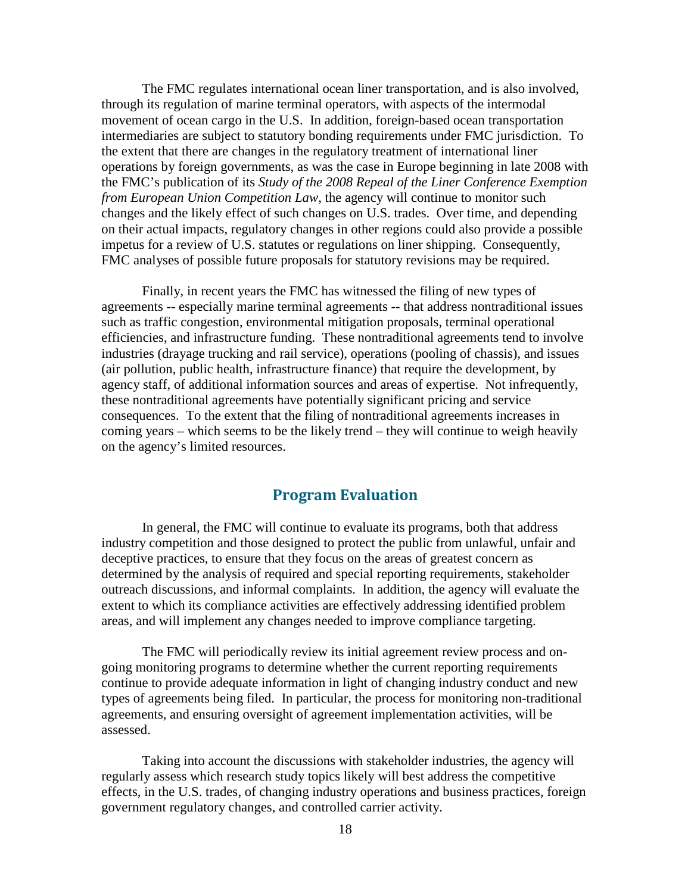The FMC regulates international ocean liner transportation, and is also involved, through its regulation of marine terminal operators, with aspects of the intermodal movement of ocean cargo in the U.S. In addition, foreign-based ocean transportation intermediaries are subject to statutory bonding requirements under FMC jurisdiction. To the extent that there are changes in the regulatory treatment of international liner operations by foreign governments, as was the case in Europe beginning in late 2008 with the FMC's publication of its *Study of the 2008 Repeal of the Liner Conference Exemption from European Union Competition Law*, the agency will continue to monitor such changes and the likely effect of such changes on U.S. trades. Over time, and depending on their actual impacts, regulatory changes in other regions could also provide a possible impetus for a review of U.S. statutes or regulations on liner shipping. Consequently, FMC analyses of possible future proposals for statutory revisions may be required.

Finally, in recent years the FMC has witnessed the filing of new types of agreements -- especially marine terminal agreements -- that address nontraditional issues such as traffic congestion, environmental mitigation proposals, terminal operational efficiencies, and infrastructure funding. These nontraditional agreements tend to involve industries (drayage trucking and rail service), operations (pooling of chassis), and issues (air pollution, public health, infrastructure finance) that require the development, by agency staff, of additional information sources and areas of expertise. Not infrequently, these nontraditional agreements have potentially significant pricing and service consequences. To the extent that the filing of nontraditional agreements increases in coming years – which seems to be the likely trend – they will continue to weigh heavily on the agency's limited resources.

## Program Evaluation

In general, the FMC will continue to evaluate its programs, both that address industry competition and those designed to protect the public from unlawful, unfair and deceptive practices, to ensure that they focus on the areas of greatest concern as determined by the analysis of required and special reporting requirements, stakeholder outreach discussions, and informal complaints. In addition, the agency will evaluate the extent to which its compliance activities are effectively addressing identified problem areas, and will implement any changes needed to improve compliance targeting.

The FMC will periodically review its initial agreement review process and on-going monitoring programs to determine whether the current reporting requirements continue to provide adequate information in light of changing industry conduct and new types of agreements being filed. In particular, the process for monitoring non-traditional agreements, and ensuring oversight of agreement implementation activities, will be assessed.

Taking into account the discussions with stakeholder industries, the agency will regularly assess which research study topics likely will best address the competitive effects, in the U.S. trades, of changing industry operations and business practices, foreign government regulatory changes, and controlled carrier activity.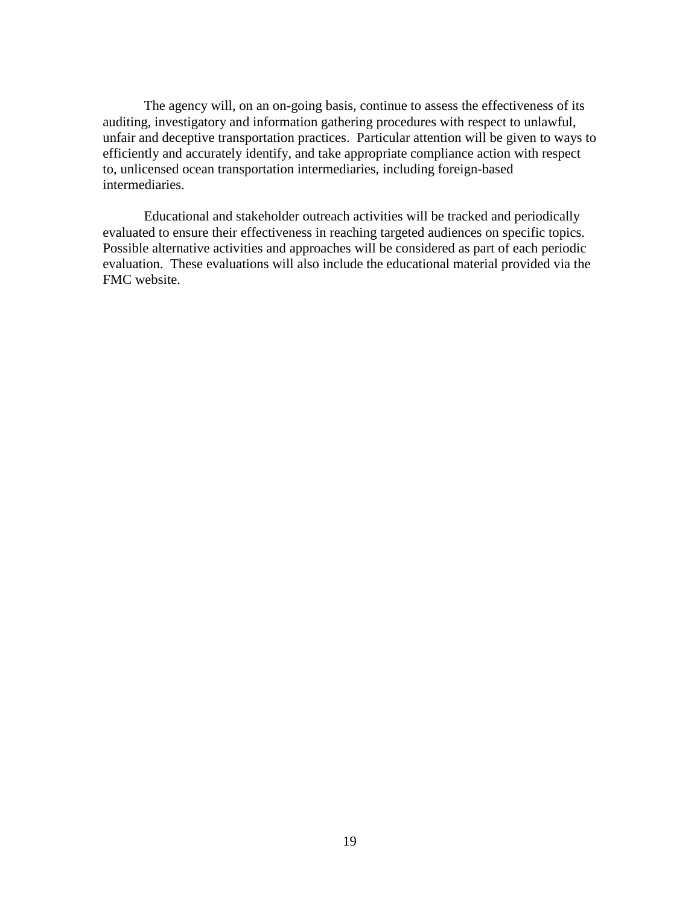The agency will, on an on-going basis, continue to assess the effectiveness of its auditing, investigatory and information gathering procedures with respect to unlawful, unfair and deceptive transportation practices. Particular attention will be given to ways to efficiently and accurately identify, and take appropriate compliance action with respect to, unlicensed ocean transportation intermediaries, including foreign-based intermediaries.

Educational and stakeholder outreach activities will be tracked and periodically evaluated to ensure their effectiveness in reaching targeted audiences on specific topics. Possible alternative activities and approaches will be considered as part of each periodic evaluation. These evaluations will also include the educational material provided via the FMC website.